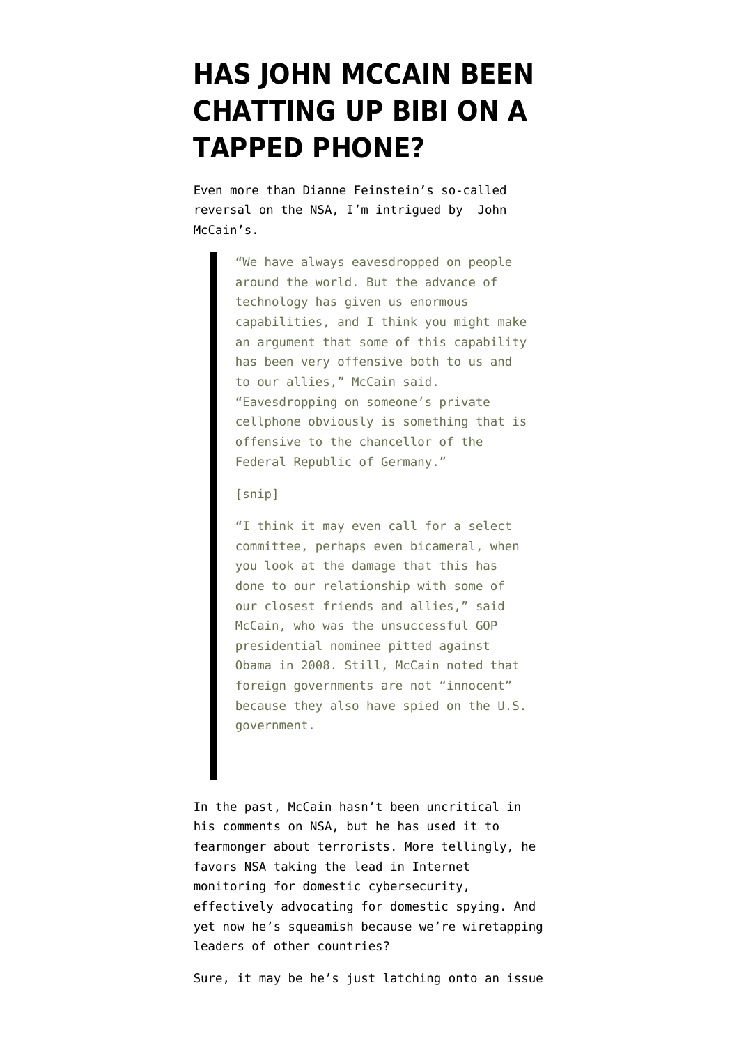# HAS JOHN MCCAIN BEEN CHATTING UP BIBI ON A TAPPED PHONE?

Even more than Dianne Feinstein's so-called reversal on the NSA, I'm intrigued by John McCain's.

> "We have always eavesdropped on people around the world. But the advance of technology has given us enormous capabilities, and I think you might make an argument that some of this capability has been very offensive both to us and to our allies," McCain said. "Eavesdropping on someone's private cellphone obviously is something that is offensive to the chancellor of the Federal Republic of Germany."
>
> [snip]
>
> "I think it may even call for a select committee, perhaps even bicameral, when you look at the damage that this has done to our relationship with some of our closest friends and allies," said McCain, who was the unsuccessful GOP presidential nominee pitted against Obama in 2008. Still, McCain noted that foreign governments are not "innocent" because they also have spied on the U.S. government.

In the past, McCain hasn't been uncritical in his comments on NSA, but he has used it to fearmonger about terrorists. More tellingly, he favors NSA taking the lead in Internet monitoring for domestic cybersecurity, effectively advocating for domestic spying. And yet now he's squeamish because we're wiretapping leaders of other countries?

Sure, it may be he's just latching onto an issue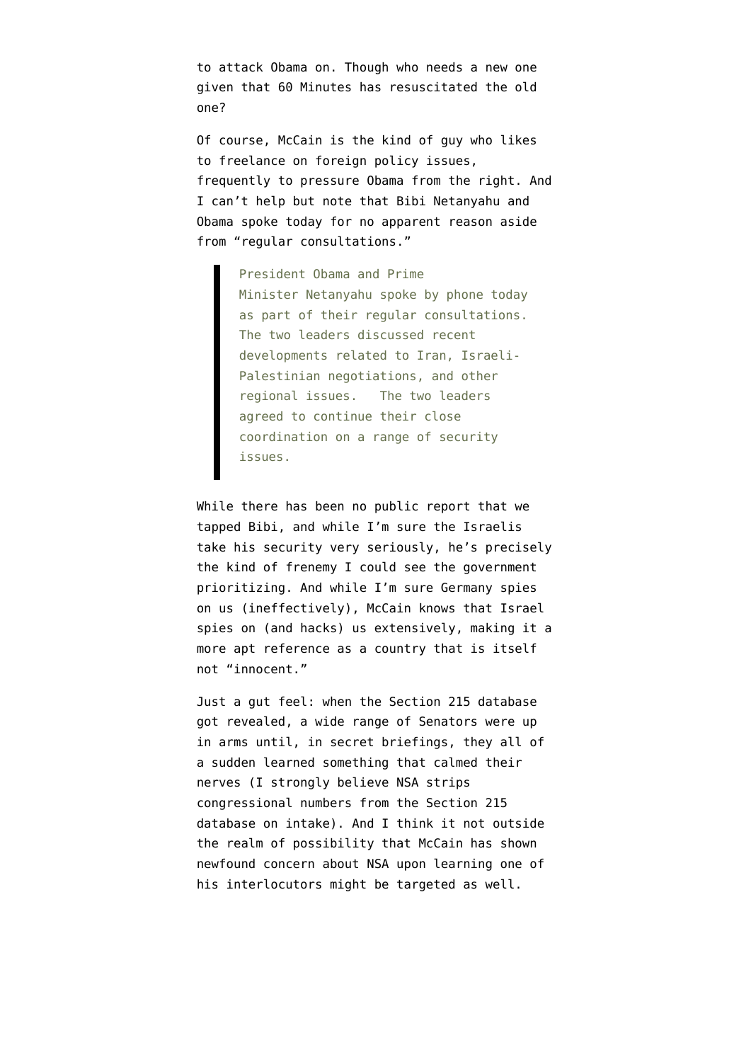to attack Obama on. Though who needs a new one given that 60 Minutes has resuscitated the old one?

Of course, McCain is the kind of guy who likes to freelance on foreign policy issues, frequently to pressure Obama from the right. And I can't help but note that Bibi Netanyahu and Obama spoke today for no apparent reason aside from "regular consultations."

> President Obama and Prime Minister Netanyahu spoke by phone today as part of their regular consultations. The two leaders discussed recent developments related to Iran, Israeli-Palestinian negotiations, and other regional issues.  The two leaders agreed to continue their close coordination on a range of security issues.

While there has been no public report that we tapped Bibi, and while I'm sure the Israelis take his security very seriously, he's precisely the kind of frenemy I could see the government prioritizing. And while I'm sure Germany spies on us (ineffectively), McCain knows that Israel spies on (and hacks) us extensively, making it a more apt reference as a country that is itself not "innocent."

Just a gut feel: when the Section 215 database got revealed, a wide range of Senators were up in arms until, in secret briefings, they all of a sudden learned something that calmed their nerves (I strongly believe NSA strips congressional numbers from the Section 215 database on intake). And I think it not outside the realm of possibility that McCain has shown newfound concern about NSA upon learning one of his interlocutors might be targeted as well.